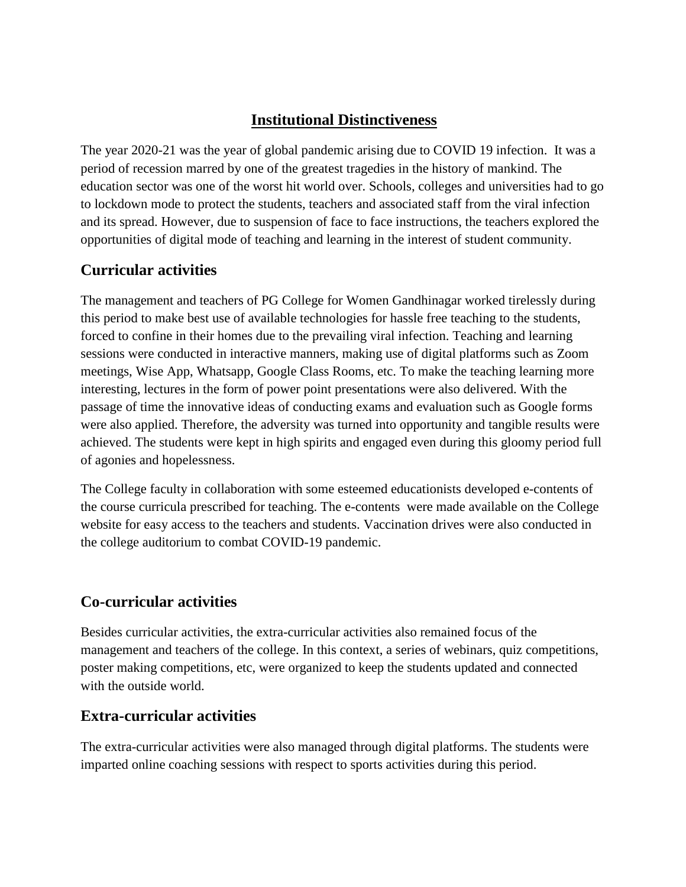# Institutional Distinctiveness

The year 2020-21 was the year of global pandemic arising due to COVID 19 infection. It was a period of recession marred by one of the greatest tragedies in the history of mankind. The education sector was one of the worst hit world over. Schools, colleges and universities had to go to lockdown mode to protect the students, teachers and associated staff from the viral infection and its spread. However, due to suspension of face to face instructions, the teachers explored the opportunities of digital mode of teaching and learning in the interest of student community.

## Curricular activities

The management and teachers of PG College for Women Gandhinagar worked tirelessly during this period to make best use of available technologies for hassle free teaching to the students, forced to confine in their homes due to the prevailing viral infection. Teaching and learning sessions were conducted in interactive manners, making use of digital platforms such as Zoom meetings, Wise App, Whatsapp, Google Class Rooms, etc. To make the teaching learning more interesting, lectures in the form of power point presentations were also delivered. With the passage of time the innovative ideas of conducting exams and evaluation such as Google forms were also applied. Therefore, the adversity was turned into opportunity and tangible results were achieved. The students were kept in high spirits and engaged even during this gloomy period full of agonies and hopelessness.

The College faculty in collaboration with some esteemed educationists developed e-contents of the course curricula prescribed for teaching. The e-contents were made available on the College website for easy access to the teachers and students. Vaccination drives were also conducted in the college auditorium to combat COVID-19 pandemic.

## Co-curricular activities

Besides curricular activities, the extra-curricular activities also remained focus of the management and teachers of the college. In this context, a series of webinars, quiz competitions, poster making competitions, etc, were organized to keep the students updated and connected with the outside world.

## Extra-curricular activities

The extra-curricular activities were also managed through digital platforms. The students were imparted online coaching sessions with respect to sports activities during this period.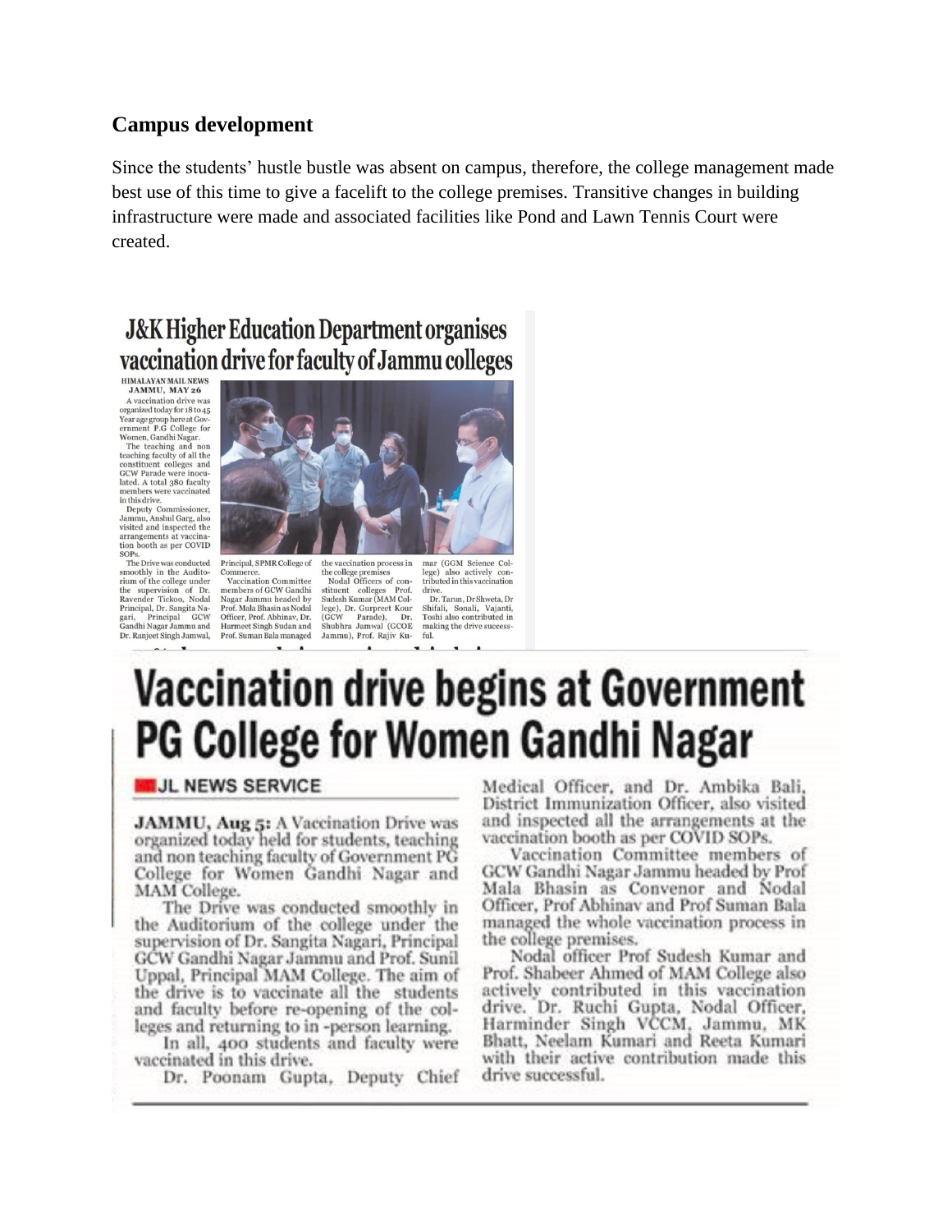## Campus development

Since the students' hustle bustle was absent on campus, therefore, the college management made best use of this time to give a facelift to the college premises. Transitive changes in building infrastructure were made and associated facilities like Pond and Lawn Tennis Court were created.

# J&K Higher Education Department organises vaccination drive for faculty of Jammu colleges

HIMALAYAN MAIL NEWS
JAMMU, MAY 26

A vaccination drive was organized today for 18 to 45 Year age group here at Government P.G College for Women, Gandhi Nagar.

The teaching and non teaching faculty of all the constituent colleges and GCW Parade were inoculated. A total 380 faculty members were vaccinated in this drive.

Deputy Commissioner, Jammu, Anshul Garg, also visited and inspected the arrangements at vaccination booth as per COVID SOPs.

The Drive was conducted smoothly in the Auditorium of the college under the supervision of Dr. Ravender Tickoo, Nodal Principal, Dr. Sangita Nagari, Principal GCW Gandhi Nagar Jammu and Dr. Ranjeet Singh Jamwal, Principal, SPMR College of Commerce.

Vaccination Committee members of GCW Gandhi Nagar Jammu headed by Prof. Mala Bhasin as Nodal Officer, Prof. Abhinav, Dr. Harmeet Singh Sudan and Prof. Suman Bala managed the vaccination process in the college premises

Nodal Officers of constituent colleges Prof. Sudesh Kumar (MAM College), Dr. Gurpreet Kour (GCW Parade), Dr. Shubhra Jamwal (GCOE Jammu), Prof. Rajiv Kumar (GGM Science College) also actively contributed in this vaccination drive.

Dr. Tarun, Dr Shweta, Dr Shifali, Sonali, Vajanti, Toshi also contributed in making the drive successful.

# Vaccination drive begins at Government PG College for Women Gandhi Nagar

JL NEWS SERVICE

**JAMMU, Aug 5:** A Vaccination Drive was organized today held for students, teaching and non teaching faculty of Government PG College for Women Gandhi Nagar and MAM College.

The Drive was conducted smoothly in the Auditorium of the college under the supervision of Dr. Sangita Nagari, Principal GCW Gandhi Nagar Jammu and Prof. Sunil Uppal, Principal MAM College. The aim of the drive is to vaccinate all the students and faculty before re-opening of the colleges and returning to in -person learning.

In all, 400 students and faculty were vaccinated in this drive.

Dr. Poonam Gupta, Deputy Chief Medical Officer, and Dr. Ambika Bali, District Immunization Officer, also visited and inspected all the arrangements at the vaccination booth as per COVID SOPs.

Vaccination Committee members of GCW Gandhi Nagar Jammu headed by Prof Mala Bhasin as Convenor and Nodal Officer, Prof Abhinav and Prof Suman Bala managed the whole vaccination process in the college premises.

Nodal officer Prof Sudesh Kumar and Prof. Shabeer Ahmed of MAM College also actively contributed in this vaccination drive. Dr. Ruchi Gupta, Nodal Officer, Harminder Singh VCCM, Jammu, MK Bhatt, Neelam Kumari and Reeta Kumari with their active contribution made this drive successful.